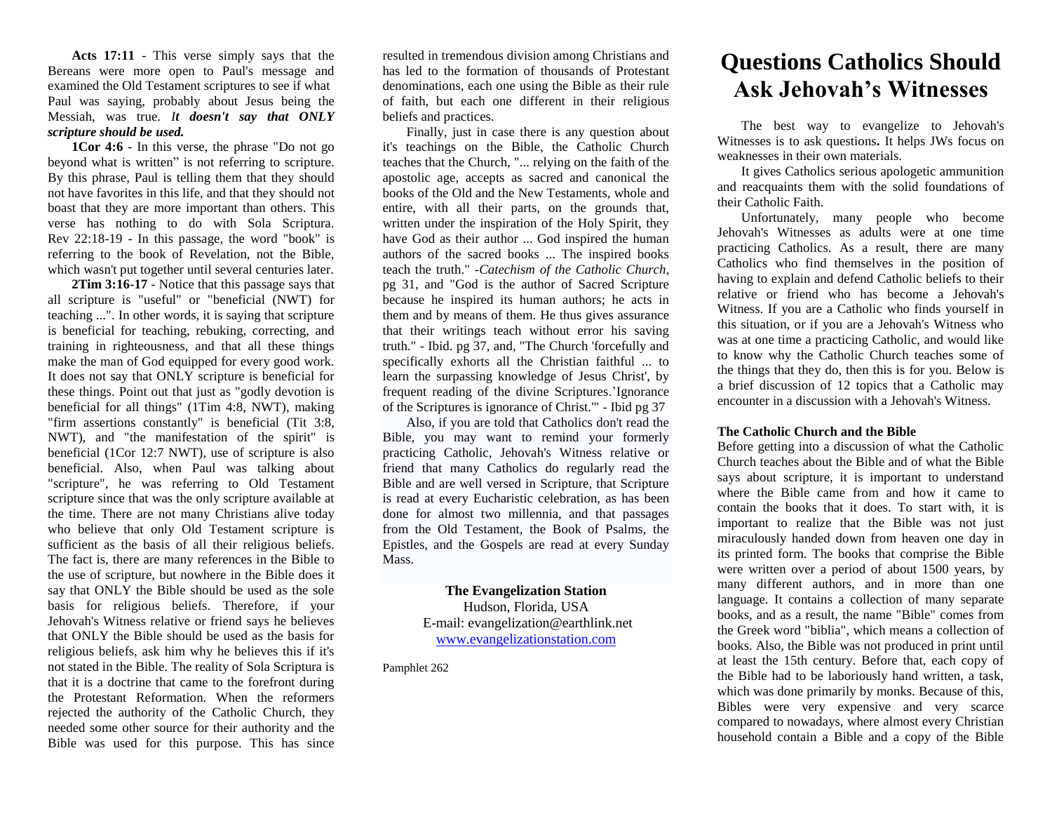**Acts 17:11** - This verse simply says that the Bereans were more open to Paul's message and examined the Old Testament scriptures to see if what Paul was saying, probably about Jesus being the Messiah, was true. ***It doesn't say that ONLY scripture should be used.***

**1Cor 4:6** - In this verse, the phrase "Do not go beyond what is written" is not referring to scripture. By this phrase, Paul is telling them that they should not have favorites in this life, and that they should not boast that they are more important than others. This verse has nothing to do with Sola Scriptura. Rev 22:18-19 - In this passage, the word "book" is referring to the book of Revelation, not the Bible, which wasn't put together until several centuries later.

**2Tim 3:16-17** - Notice that this passage says that all scripture is "useful" or "beneficial (NWT) for teaching ...". In other words, it is saying that scripture is beneficial for teaching, rebuking, correcting, and training in righteousness, and that all these things make the man of God equipped for every good work. It does not say that ONLY scripture is beneficial for these things. Point out that just as "godly devotion is beneficial for all things" (1Tim 4:8, NWT), making "firm assertions constantly" is beneficial (Tit 3:8, NWT), and "the manifestation of the spirit" is beneficial (1Cor 12:7 NWT), use of scripture is also beneficial. Also, when Paul was talking about "scripture", he was referring to Old Testament scripture since that was the only scripture available at the time. There are not many Christians alive today who believe that only Old Testament scripture is sufficient as the basis of all their religious beliefs. The fact is, there are many references in the Bible to the use of scripture, but nowhere in the Bible does it say that ONLY the Bible should be used as the sole basis for religious beliefs. Therefore, if your Jehovah's Witness relative or friend says he believes that ONLY the Bible should be used as the basis for religious beliefs, ask him why he believes this if it's not stated in the Bible. The reality of Sola Scriptura is that it is a doctrine that came to the forefront during the Protestant Reformation. When the reformers rejected the authority of the Catholic Church, they needed some other source for their authority and the Bible was used for this purpose. This has since resulted in tremendous division among Christians and has led to the formation of thousands of Protestant denominations, each one using the Bible as their rule of faith, but each one different in their religious beliefs and practices.

Finally, just in case there is any question about it's teachings on the Bible, the Catholic Church teaches that the Church, "... relying on the faith of the apostolic age, accepts as sacred and canonical the books of the Old and the New Testaments, whole and entire, with all their parts, on the grounds that, written under the inspiration of the Holy Spirit, they have God as their author ... God inspired the human authors of the sacred books ... The inspired books teach the truth." -*Catechism of the Catholic Church*, pg 31, and "God is the author of Sacred Scripture because he inspired its human authors; he acts in them and by means of them. He thus gives assurance that their writings teach without error his saving truth." - Ibid. pg 37, and, "The Church 'forcefully and specifically exhorts all the Christian faithful ... to learn the surpassing knowledge of Jesus Christ', by frequent reading of the divine Scriptures.'Ignorance of the Scriptures is ignorance of Christ.'" - Ibid pg 37

Also, if you are told that Catholics don't read the Bible, you may want to remind your formerly practicing Catholic, Jehovah's Witness relative or friend that many Catholics do regularly read the Bible and are well versed in Scripture, that Scripture is read at every Eucharistic celebration, as has been done for almost two millennia, and that passages from the Old Testament, the Book of Psalms, the Epistles, and the Gospels are read at every Sunday Mass.

**The Evangelization Station**
Hudson, Florida, USA
E-mail: evangelization@earthlink.net
www.evangelizationstation.com

Pamphlet 262

# Questions Catholics Should Ask Jehovah's Witnesses

The best way to evangelize to Jehovah's Witnesses is to ask questions**.** It helps JWs focus on weaknesses in their own materials.

It gives Catholics serious apologetic ammunition and reacquaints them with the solid foundations of their Catholic Faith.

Unfortunately, many people who become Jehovah's Witnesses as adults were at one time practicing Catholics. As a result, there are many Catholics who find themselves in the position of having to explain and defend Catholic beliefs to their relative or friend who has become a Jehovah's Witness. If you are a Catholic who finds yourself in this situation, or if you are a Jehovah's Witness who was at one time a practicing Catholic, and would like to know why the Catholic Church teaches some of the things that they do, then this is for you. Below is a brief discussion of 12 topics that a Catholic may encounter in a discussion with a Jehovah's Witness.

**The Catholic Church and the Bible**

Before getting into a discussion of what the Catholic Church teaches about the Bible and of what the Bible says about scripture, it is important to understand where the Bible came from and how it came to contain the books that it does. To start with, it is important to realize that the Bible was not just miraculously handed down from heaven one day in its printed form. The books that comprise the Bible were written over a period of about 1500 years, by many different authors, and in more than one language. It contains a collection of many separate books, and as a result, the name "Bible" comes from the Greek word "biblia", which means a collection of books. Also, the Bible was not produced in print until at least the 15th century. Before that, each copy of the Bible had to be laboriously hand written, a task, which was done primarily by monks. Because of this, Bibles were very expensive and very scarce compared to nowadays, where almost every Christian household contain a Bible and a copy of the Bible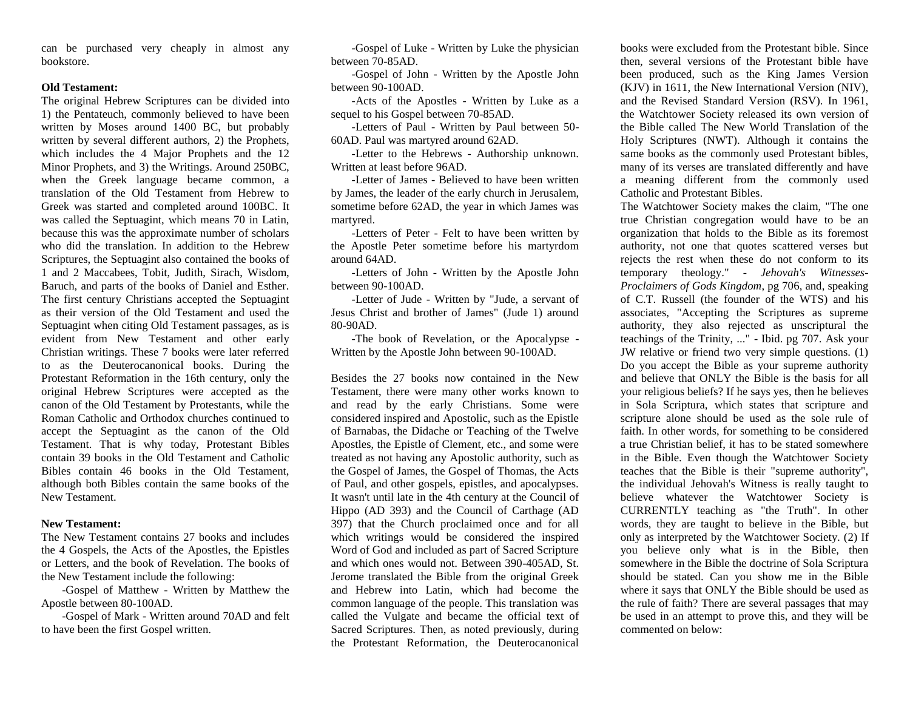can be purchased very cheaply in almost any bookstore.

**Old Testament:**

The original Hebrew Scriptures can be divided into 1) the Pentateuch, commonly believed to have been written by Moses around 1400 BC, but probably written by several different authors, 2) the Prophets, which includes the 4 Major Prophets and the 12 Minor Prophets, and 3) the Writings. Around 250BC, when the Greek language became common, a translation of the Old Testament from Hebrew to Greek was started and completed around 100BC. It was called the Septuagint, which means 70 in Latin, because this was the approximate number of scholars who did the translation. In addition to the Hebrew Scriptures, the Septuagint also contained the books of 1 and 2 Maccabees, Tobit, Judith, Sirach, Wisdom, Baruch, and parts of the books of Daniel and Esther. The first century Christians accepted the Septuagint as their version of the Old Testament and used the Septuagint when citing Old Testament passages, as is evident from New Testament and other early Christian writings. These 7 books were later referred to as the Deuterocanonical books. During the Protestant Reformation in the 16th century, only the original Hebrew Scriptures were accepted as the canon of the Old Testament by Protestants, while the Roman Catholic and Orthodox churches continued to accept the Septuagint as the canon of the Old Testament. That is why today, Protestant Bibles contain 39 books in the Old Testament and Catholic Bibles contain 46 books in the Old Testament, although both Bibles contain the same books of the New Testament.

**New Testament:**

The New Testament contains 27 books and includes the 4 Gospels, the Acts of the Apostles, the Epistles or Letters, and the book of Revelation. The books of the New Testament include the following:

-Gospel of Matthew - Written by Matthew the Apostle between 80-100AD.

-Gospel of Mark - Written around 70AD and felt to have been the first Gospel written.

-Gospel of Luke - Written by Luke the physician between 70-85AD.

-Gospel of John - Written by the Apostle John between 90-100AD.

-Acts of the Apostles - Written by Luke as a sequel to his Gospel between 70-85AD.

-Letters of Paul - Written by Paul between 50-60AD. Paul was martyred around 62AD.

-Letter to the Hebrews - Authorship unknown. Written at least before 96AD.

-Letter of James - Believed to have been written by James, the leader of the early church in Jerusalem, sometime before 62AD, the year in which James was martyred.

-Letters of Peter - Felt to have been written by the Apostle Peter sometime before his martyrdom around 64AD.

-Letters of John - Written by the Apostle John between 90-100AD.

-Letter of Jude - Written by "Jude, a servant of Jesus Christ and brother of James" (Jude 1) around 80-90AD.

-The book of Revelation, or the Apocalypse - Written by the Apostle John between 90-100AD.

Besides the 27 books now contained in the New Testament, there were many other works known to and read by the early Christians. Some were considered inspired and Apostolic, such as the Epistle of Barnabas, the Didache or Teaching of the Twelve Apostles, the Epistle of Clement, etc., and some were treated as not having any Apostolic authority, such as the Gospel of James, the Gospel of Thomas, the Acts of Paul, and other gospels, epistles, and apocalypses. It wasn't until late in the 4th century at the Council of Hippo (AD 393) and the Council of Carthage (AD 397) that the Church proclaimed once and for all which writings would be considered the inspired Word of God and included as part of Sacred Scripture and which ones would not. Between 390-405AD, St. Jerome translated the Bible from the original Greek and Hebrew into Latin, which had become the common language of the people. This translation was called the Vulgate and became the official text of Sacred Scriptures. Then, as noted previously, during the Protestant Reformation, the Deuterocanonical books were excluded from the Protestant bible. Since then, several versions of the Protestant bible have been produced, such as the King James Version (KJV) in 1611, the New International Version (NIV), and the Revised Standard Version (RSV). In 1961, the Watchtower Society released its own version of the Bible called The New World Translation of the Holy Scriptures (NWT). Although it contains the same books as the commonly used Protestant bibles, many of its verses are translated differently and have a meaning different from the commonly used Catholic and Protestant Bibles.

The Watchtower Society makes the claim, "The one true Christian congregation would have to be an organization that holds to the Bible as its foremost authority, not one that quotes scattered verses but rejects the rest when these do not conform to its temporary theology." - *Jehovah's Witnesses-Proclaimers of Gods Kingdom*, pg 706, and, speaking of C.T. Russell (the founder of the WTS) and his associates, "Accepting the Scriptures as supreme authority, they also rejected as unscriptural the teachings of the Trinity, ..." - Ibid. pg 707. Ask your JW relative or friend two very simple questions. (1) Do you accept the Bible as your supreme authority and believe that ONLY the Bible is the basis for all your religious beliefs? If he says yes, then he believes in Sola Scriptura, which states that scripture and scripture alone should be used as the sole rule of faith. In other words, for something to be considered a true Christian belief, it has to be stated somewhere in the Bible. Even though the Watchtower Society teaches that the Bible is their "supreme authority", the individual Jehovah's Witness is really taught to believe whatever the Watchtower Society is CURRENTLY teaching as "the Truth". In other words, they are taught to believe in the Bible, but only as interpreted by the Watchtower Society. (2) If you believe only what is in the Bible, then somewhere in the Bible the doctrine of Sola Scriptura should be stated. Can you show me in the Bible where it says that ONLY the Bible should be used as the rule of faith? There are several passages that may be used in an attempt to prove this, and they will be commented on below: